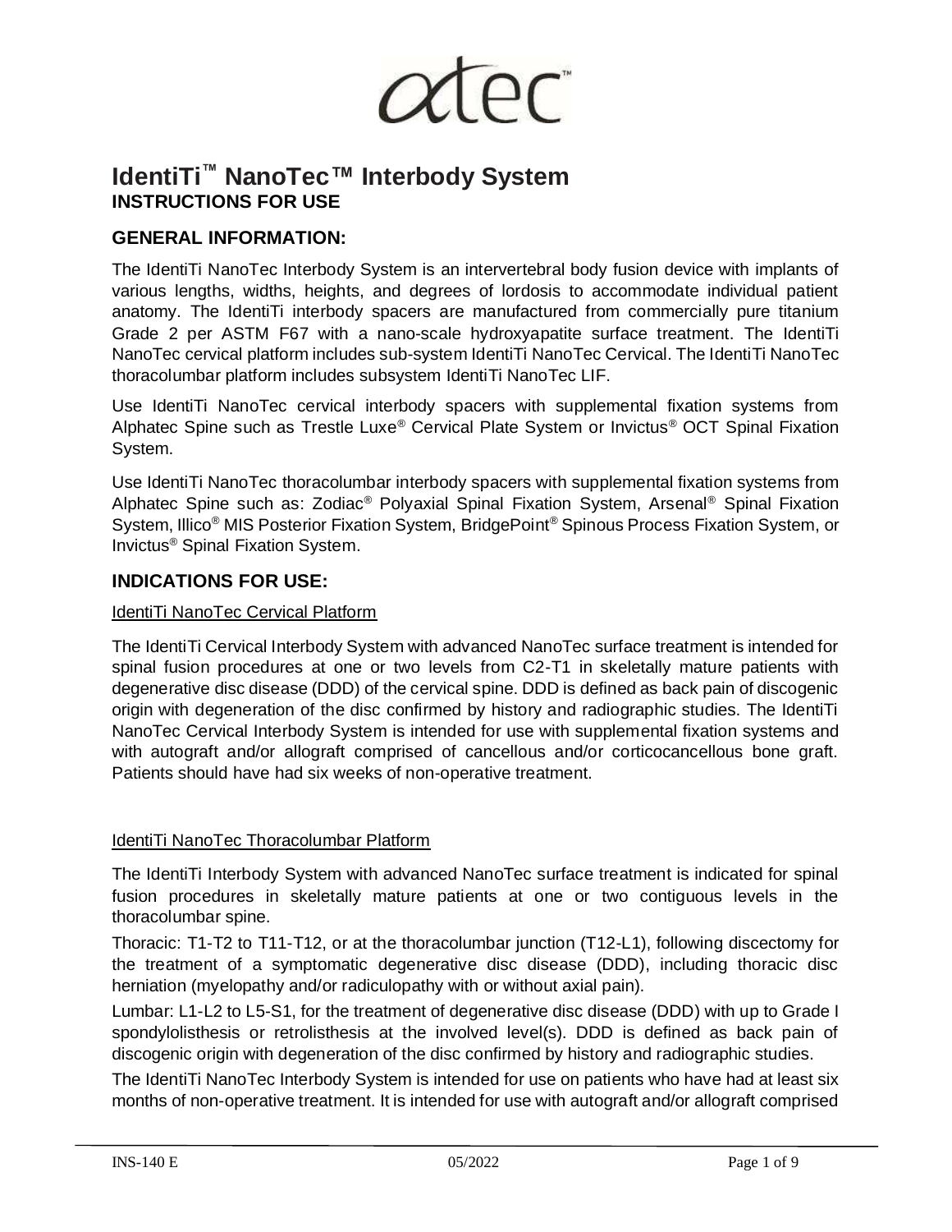atec™

# IdentiTi™ NanoTec™ Interbody System
## INSTRUCTIONS FOR USE

### GENERAL INFORMATION:

The IdentiTi NanoTec Interbody System is an intervertebral body fusion device with implants of various lengths, widths, heights, and degrees of lordosis to accommodate individual patient anatomy. The IdentiTi interbody spacers are manufactured from commercially pure titanium Grade 2 per ASTM F67 with a nano-scale hydroxyapatite surface treatment. The IdentiTi NanoTec cervical platform includes sub-system IdentiTi NanoTec Cervical. The IdentiTi NanoTec thoracolumbar platform includes subsystem IdentiTi NanoTec LIF.

Use IdentiTi NanoTec cervical interbody spacers with supplemental fixation systems from Alphatec Spine such as Trestle Luxe® Cervical Plate System or Invictus® OCT Spinal Fixation System.

Use IdentiTi NanoTec thoracolumbar interbody spacers with supplemental fixation systems from Alphatec Spine such as: Zodiac® Polyaxial Spinal Fixation System, Arsenal® Spinal Fixation System, Illico® MIS Posterior Fixation System, BridgePoint® Spinous Process Fixation System, or Invictus® Spinal Fixation System.

### INDICATIONS FOR USE:

<u>IdentiTi NanoTec Cervical Platform</u>

The IdentiTi Cervical Interbody System with advanced NanoTec surface treatment is intended for spinal fusion procedures at one or two levels from C2-T1 in skeletally mature patients with degenerative disc disease (DDD) of the cervical spine. DDD is defined as back pain of discogenic origin with degeneration of the disc confirmed by history and radiographic studies. The IdentiTi NanoTec Cervical Interbody System is intended for use with supplemental fixation systems and with autograft and/or allograft comprised of cancellous and/or corticocancellous bone graft. Patients should have had six weeks of non-operative treatment.

<u>IdentiTi NanoTec Thoracolumbar Platform</u>

The IdentiTi Interbody System with advanced NanoTec surface treatment is indicated for spinal fusion procedures in skeletally mature patients at one or two contiguous levels in the thoracolumbar spine.

Thoracic: T1-T2 to T11-T12, or at the thoracolumbar junction (T12-L1), following discectomy for the treatment of a symptomatic degenerative disc disease (DDD), including thoracic disc herniation (myelopathy and/or radiculopathy with or without axial pain).

Lumbar: L1-L2 to L5-S1, for the treatment of degenerative disc disease (DDD) with up to Grade I spondylolisthesis or retrolisthesis at the involved level(s). DDD is defined as back pain of discogenic origin with degeneration of the disc confirmed by history and radiographic studies.

The IdentiTi NanoTec Interbody System is intended for use on patients who have had at least six months of non-operative treatment. It is intended for use with autograft and/or allograft comprised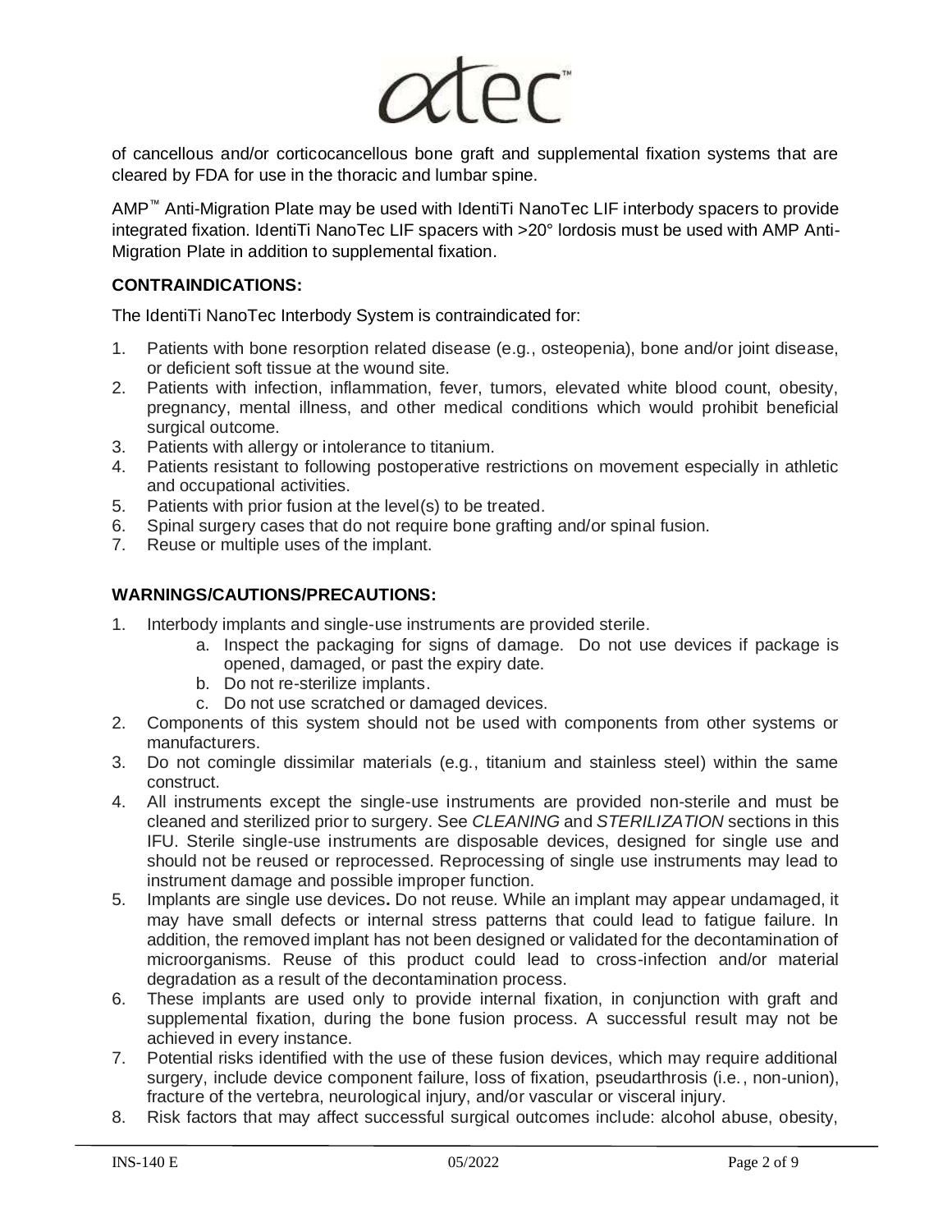of cancellous and/or corticocancellous bone graft and supplemental fixation systems that are cleared by FDA for use in the thoracic and lumbar spine.

AMP™ Anti-Migration Plate may be used with IdentiTi NanoTec LIF interbody spacers to provide integrated fixation. IdentiTi NanoTec LIF spacers with >20° lordosis must be used with AMP Anti-Migration Plate in addition to supplemental fixation.

**CONTRAINDICATIONS:**

The IdentiTi NanoTec Interbody System is contraindicated for:

1. Patients with bone resorption related disease (e.g., osteopenia), bone and/or joint disease, or deficient soft tissue at the wound site.
2. Patients with infection, inflammation, fever, tumors, elevated white blood count, obesity, pregnancy, mental illness, and other medical conditions which would prohibit beneficial surgical outcome.
3. Patients with allergy or intolerance to titanium.
4. Patients resistant to following postoperative restrictions on movement especially in athletic and occupational activities.
5. Patients with prior fusion at the level(s) to be treated.
6. Spinal surgery cases that do not require bone grafting and/or spinal fusion.
7. Reuse or multiple uses of the implant.

**WARNINGS/CAUTIONS/PRECAUTIONS:**

1. Interbody implants and single-use instruments are provided sterile.
   a. Inspect the packaging for signs of damage. Do not use devices if package is opened, damaged, or past the expiry date.
   b. Do not re-sterilize implants.
   c. Do not use scratched or damaged devices.
2. Components of this system should not be used with components from other systems or manufacturers.
3. Do not comingle dissimilar materials (e.g., titanium and stainless steel) within the same construct.
4. All instruments except the single-use instruments are provided non-sterile and must be cleaned and sterilized prior to surgery. See *CLEANING* and *STERILIZATION* sections in this IFU. Sterile single-use instruments are disposable devices, designed for single use and should not be reused or reprocessed. Reprocessing of single use instruments may lead to instrument damage and possible improper function.
5. Implants are single use devices**.** Do not reuse*.* While an implant may appear undamaged, it may have small defects or internal stress patterns that could lead to fatigue failure. In addition, the removed implant has not been designed or validated for the decontamination of microorganisms. Reuse of this product could lead to cross-infection and/or material degradation as a result of the decontamination process.
6. These implants are used only to provide internal fixation, in conjunction with graft and supplemental fixation, during the bone fusion process. A successful result may not be achieved in every instance.
7. Potential risks identified with the use of these fusion devices, which may require additional surgery, include device component failure, loss of fixation, pseudarthrosis (i.e., non-union), fracture of the vertebra, neurological injury, and/or vascular or visceral injury.
8. Risk factors that may affect successful surgical outcomes include: alcohol abuse, obesity,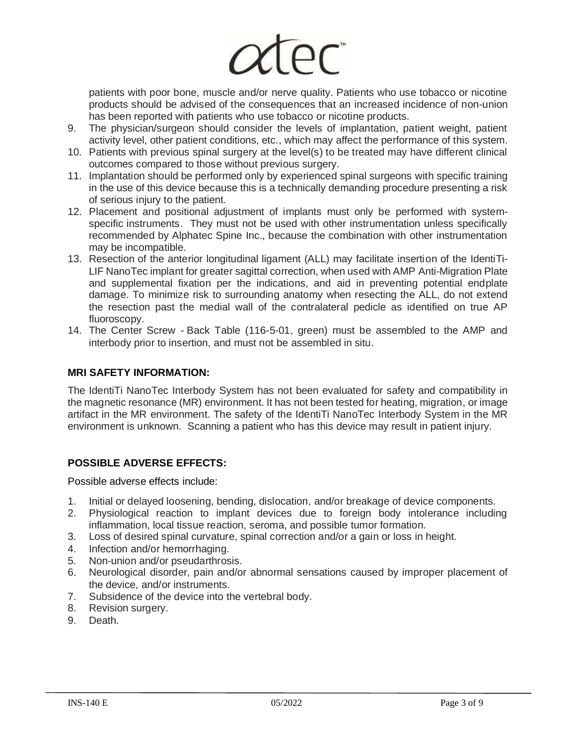patients with poor bone, muscle and/or nerve quality. Patients who use tobacco or nicotine products should be advised of the consequences that an increased incidence of non-union has been reported with patients who use tobacco or nicotine products.

9. The physician/surgeon should consider the levels of implantation, patient weight, patient activity level, other patient conditions, etc., which may affect the performance of this system.
10. Patients with previous spinal surgery at the level(s) to be treated may have different clinical outcomes compared to those without previous surgery.
11. Implantation should be performed only by experienced spinal surgeons with specific training in the use of this device because this is a technically demanding procedure presenting a risk of serious injury to the patient.
12. Placement and positional adjustment of implants must only be performed with system-specific instruments. They must not be used with other instrumentation unless specifically recommended by Alphatec Spine Inc., because the combination with other instrumentation may be incompatible.
13. Resection of the anterior longitudinal ligament (ALL) may facilitate insertion of the IdentiTi-LIF NanoTec implant for greater sagittal correction, when used with AMP Anti-Migration Plate and supplemental fixation per the indications, and aid in preventing potential endplate damage. To minimize risk to surrounding anatomy when resecting the ALL, do not extend the resection past the medial wall of the contralateral pedicle as identified on true AP fluoroscopy.
14. The Center Screw - Back Table (116-5-01, green) must be assembled to the AMP and interbody prior to insertion, and must not be assembled in situ.

**MRI SAFETY INFORMATION:**

The IdentiTi NanoTec Interbody System has not been evaluated for safety and compatibility in the magnetic resonance (MR) environment. It has not been tested for heating, migration, or image artifact in the MR environment. The safety of the IdentiTi NanoTec Interbody System in the MR environment is unknown. Scanning a patient who has this device may result in patient injury.

**POSSIBLE ADVERSE EFFECTS:**

Possible adverse effects include:

1. Initial or delayed loosening, bending, dislocation, and/or breakage of device components.
2. Physiological reaction to implant devices due to foreign body intolerance including inflammation, local tissue reaction, seroma, and possible tumor formation.
3. Loss of desired spinal curvature, spinal correction and/or a gain or loss in height.
4. Infection and/or hemorrhaging.
5. Non-union and/or pseudarthrosis.
6. Neurological disorder, pain and/or abnormal sensations caused by improper placement of the device, and/or instruments.
7. Subsidence of the device into the vertebral body.
8. Revision surgery.
9. Death.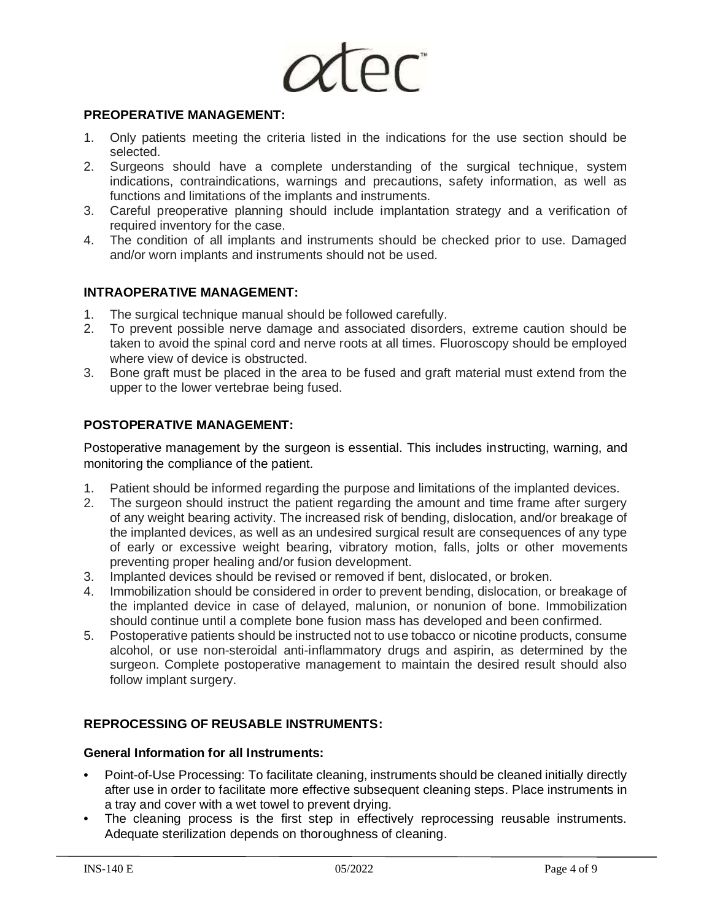## PREOPERATIVE MANAGEMENT:

1. Only patients meeting the criteria listed in the indications for the use section should be selected.
2. Surgeons should have a complete understanding of the surgical technique, system indications, contraindications, warnings and precautions, safety information, as well as functions and limitations of the implants and instruments.
3. Careful preoperative planning should include implantation strategy and a verification of required inventory for the case.
4. The condition of all implants and instruments should be checked prior to use. Damaged and/or worn implants and instruments should not be used.

## INTRAOPERATIVE MANAGEMENT:

1. The surgical technique manual should be followed carefully.
2. To prevent possible nerve damage and associated disorders, extreme caution should be taken to avoid the spinal cord and nerve roots at all times. Fluoroscopy should be employed where view of device is obstructed.
3. Bone graft must be placed in the area to be fused and graft material must extend from the upper to the lower vertebrae being fused.

## POSTOPERATIVE MANAGEMENT:

Postoperative management by the surgeon is essential. This includes instructing, warning, and monitoring the compliance of the patient.

1. Patient should be informed regarding the purpose and limitations of the implanted devices.
2. The surgeon should instruct the patient regarding the amount and time frame after surgery of any weight bearing activity. The increased risk of bending, dislocation, and/or breakage of the implanted devices, as well as an undesired surgical result are consequences of any type of early or excessive weight bearing, vibratory motion, falls, jolts or other movements preventing proper healing and/or fusion development.
3. Implanted devices should be revised or removed if bent, dislocated, or broken.
4. Immobilization should be considered in order to prevent bending, dislocation, or breakage of the implanted device in case of delayed, malunion, or nonunion of bone. Immobilization should continue until a complete bone fusion mass has developed and been confirmed.
5. Postoperative patients should be instructed not to use tobacco or nicotine products, consume alcohol, or use non-steroidal anti-inflammatory drugs and aspirin, as determined by the surgeon. Complete postoperative management to maintain the desired result should also follow implant surgery.

## REPROCESSING OF REUSABLE INSTRUMENTS:

### General Information for all Instruments:

- Point-of-Use Processing: To facilitate cleaning, instruments should be cleaned initially directly after use in order to facilitate more effective subsequent cleaning steps. Place instruments in a tray and cover with a wet towel to prevent drying.
- The cleaning process is the first step in effectively reprocessing reusable instruments. Adequate sterilization depends on thoroughness of cleaning.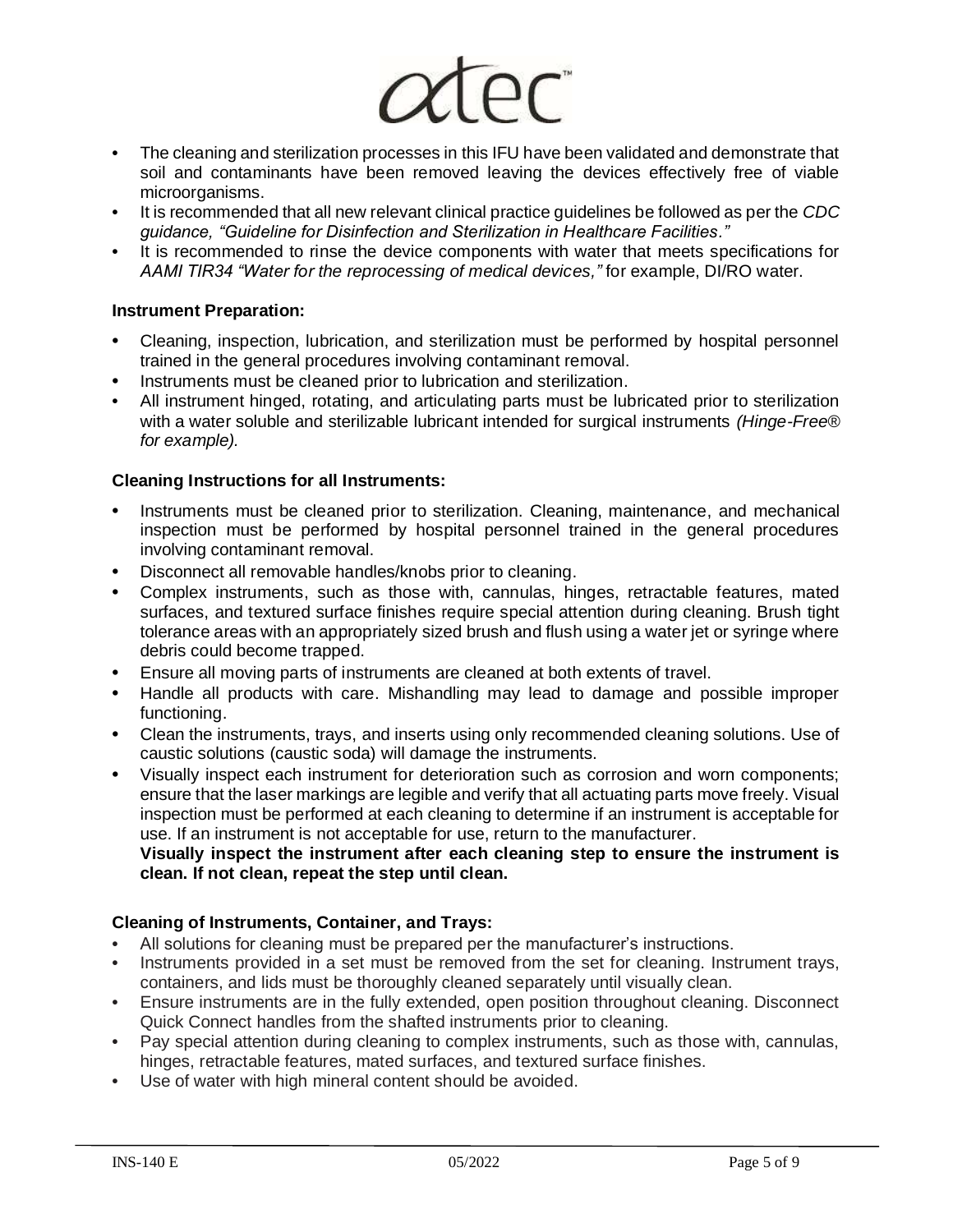- The cleaning and sterilization processes in this IFU have been validated and demonstrate that soil and contaminants have been removed leaving the devices effectively free of viable microorganisms.
- It is recommended that all new relevant clinical practice guidelines be followed as per the *CDC guidance, "Guideline for Disinfection and Sterilization in Healthcare Facilities."*
- It is recommended to rinse the device components with water that meets specifications for *AAMI TIR34 "Water for the reprocessing of medical devices,"* for example, DI/RO water.

**Instrument Preparation:**

- Cleaning, inspection, lubrication, and sterilization must be performed by hospital personnel trained in the general procedures involving contaminant removal.
- Instruments must be cleaned prior to lubrication and sterilization.
- All instrument hinged, rotating, and articulating parts must be lubricated prior to sterilization with a water soluble and sterilizable lubricant intended for surgical instruments *(Hinge-Free® for example).*

**Cleaning Instructions for all Instruments:**

- Instruments must be cleaned prior to sterilization. Cleaning, maintenance, and mechanical inspection must be performed by hospital personnel trained in the general procedures involving contaminant removal.
- Disconnect all removable handles/knobs prior to cleaning.
- Complex instruments, such as those with, cannulas, hinges, retractable features, mated surfaces, and textured surface finishes require special attention during cleaning. Brush tight tolerance areas with an appropriately sized brush and flush using a water jet or syringe where debris could become trapped.
- Ensure all moving parts of instruments are cleaned at both extents of travel.
- Handle all products with care. Mishandling may lead to damage and possible improper functioning.
- Clean the instruments, trays, and inserts using only recommended cleaning solutions. Use of caustic solutions (caustic soda) will damage the instruments.
- Visually inspect each instrument for deterioration such as corrosion and worn components; ensure that the laser markings are legible and verify that all actuating parts move freely. Visual inspection must be performed at each cleaning to determine if an instrument is acceptable for use. If an instrument is not acceptable for use, return to the manufacturer.
  **Visually inspect the instrument after each cleaning step to ensure the instrument is clean. If not clean, repeat the step until clean.**

**Cleaning of Instruments, Container, and Trays:**

- All solutions for cleaning must be prepared per the manufacturer's instructions.
- Instruments provided in a set must be removed from the set for cleaning. Instrument trays, containers, and lids must be thoroughly cleaned separately until visually clean.
- Ensure instruments are in the fully extended, open position throughout cleaning. Disconnect Quick Connect handles from the shafted instruments prior to cleaning.
- Pay special attention during cleaning to complex instruments, such as those with, cannulas, hinges, retractable features, mated surfaces, and textured surface finishes.
- Use of water with high mineral content should be avoided.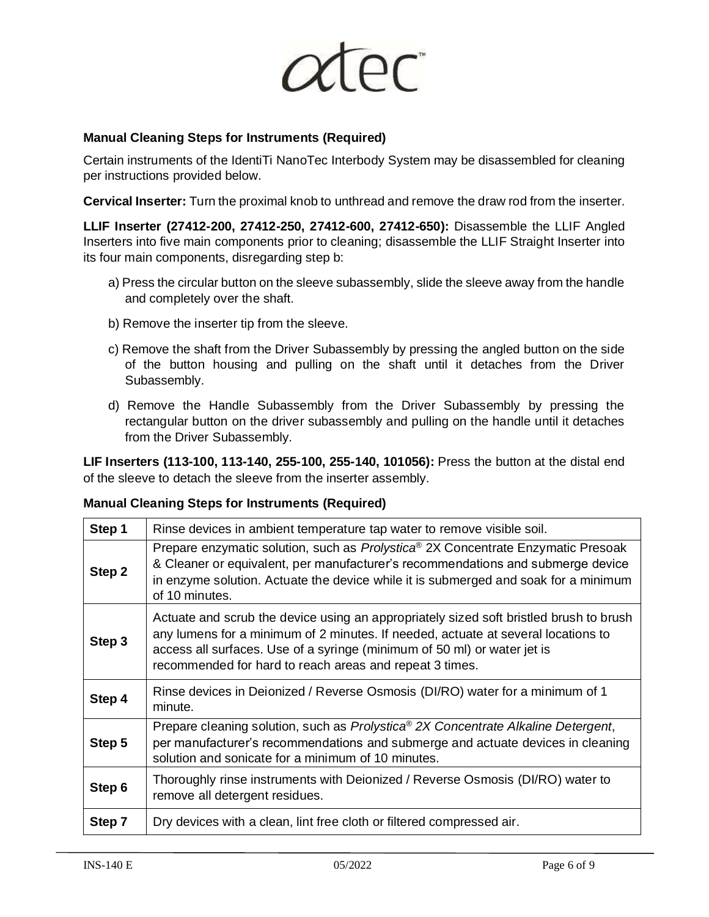### Manual Cleaning Steps for Instruments (Required)

Certain instruments of the IdentiTi NanoTec Interbody System may be disassembled for cleaning per instructions provided below.

**Cervical Inserter:** Turn the proximal knob to unthread and remove the draw rod from the inserter.

**LLIF Inserter (27412-200, 27412-250, 27412-600, 27412-650):** Disassemble the LLIF Angled Inserters into five main components prior to cleaning; disassemble the LLIF Straight Inserter into its four main components, disregarding step b:

a) Press the circular button on the sleeve subassembly, slide the sleeve away from the handle and completely over the shaft.

b) Remove the inserter tip from the sleeve.

c) Remove the shaft from the Driver Subassembly by pressing the angled button on the side of the button housing and pulling on the shaft until it detaches from the Driver Subassembly.

d) Remove the Handle Subassembly from the Driver Subassembly by pressing the rectangular button on the driver subassembly and pulling on the handle until it detaches from the Driver Subassembly.

**LIF Inserters (113-100, 113-140, 255-100, 255-140, 101056):** Press the button at the distal end of the sleeve to detach the sleeve from the inserter assembly.

### Manual Cleaning Steps for Instruments (Required)

| Step | Instruction |
|---|---|
| **Step 1** | Rinse devices in ambient temperature tap water to remove visible soil. |
| **Step 2** | Prepare enzymatic solution, such as *Prolystica®* 2X Concentrate Enzymatic Presoak & Cleaner or equivalent, per manufacturer's recommendations and submerge device in enzyme solution. Actuate the device while it is submerged and soak for a minimum of 10 minutes. |
| **Step 3** | Actuate and scrub the device using an appropriately sized soft bristled brush to brush any lumens for a minimum of 2 minutes. If needed, actuate at several locations to access all surfaces. Use of a syringe (minimum of 50 ml) or water jet is recommended for hard to reach areas and repeat 3 times. |
| **Step 4** | Rinse devices in Deionized / Reverse Osmosis (DI/RO) water for a minimum of 1 minute. |
| **Step 5** | Prepare cleaning solution, such as *Prolystica® 2X Concentrate Alkaline Detergent*, per manufacturer's recommendations and submerge and actuate devices in cleaning solution and sonicate for a minimum of 10 minutes. |
| **Step 6** | Thoroughly rinse instruments with Deionized / Reverse Osmosis (DI/RO) water to remove all detergent residues. |
| **Step 7** | Dry devices with a clean, lint free cloth or filtered compressed air. |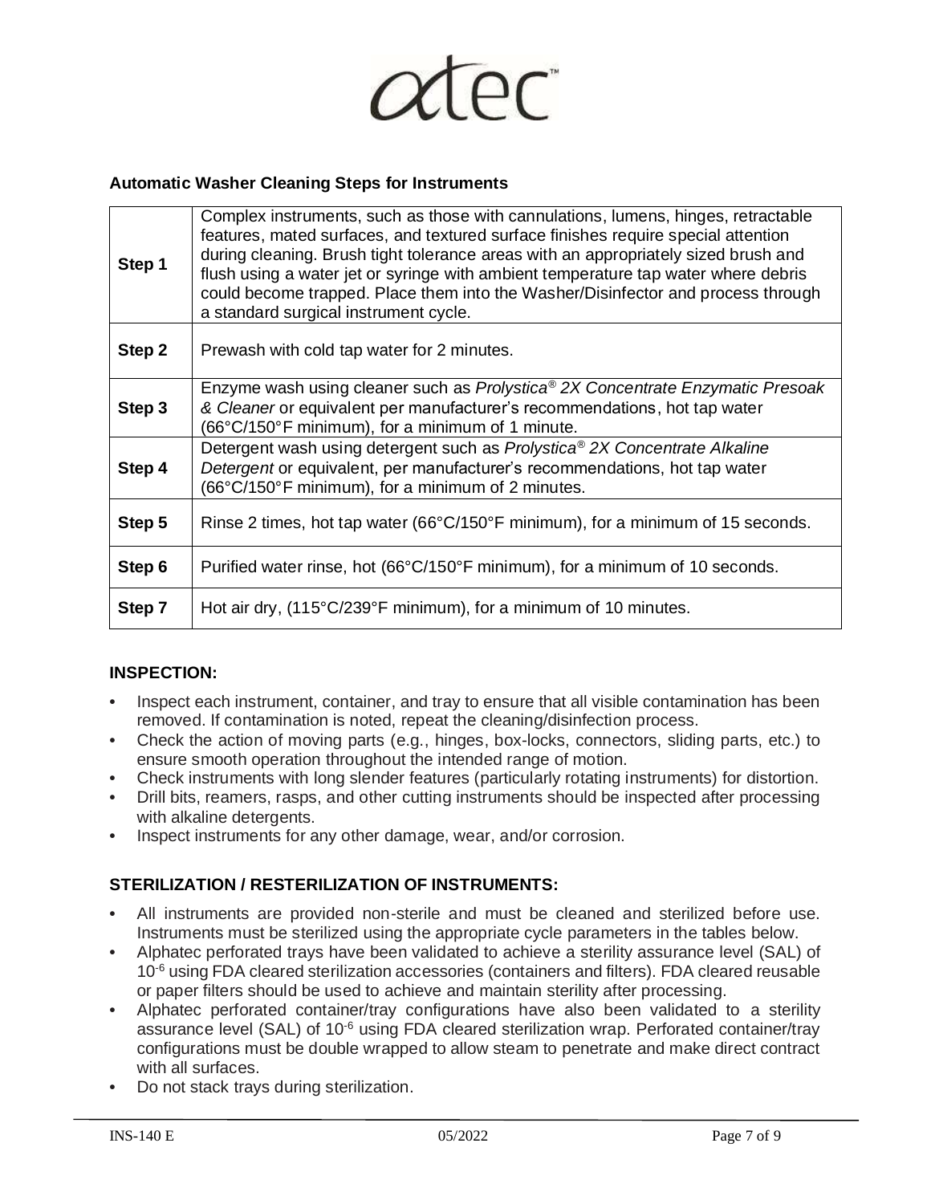### Automatic Washer Cleaning Steps for Instruments

| | |
|---|---|
| **Step 1** | Complex instruments, such as those with cannulations, lumens, hinges, retractable features, mated surfaces, and textured surface finishes require special attention during cleaning. Brush tight tolerance areas with an appropriately sized brush and flush using a water jet or syringe with ambient temperature tap water where debris could become trapped. Place them into the Washer/Disinfector and process through a standard surgical instrument cycle. |
| **Step 2** | Prewash with cold tap water for 2 minutes. |
| **Step 3** | Enzyme wash using cleaner such as *Prolystica® 2X Concentrate Enzymatic Presoak & Cleaner* or equivalent per manufacturer's recommendations, hot tap water (66°C/150°F minimum), for a minimum of 1 minute. |
| **Step 4** | Detergent wash using detergent such as *Prolystica® 2X Concentrate Alkaline Detergent* or equivalent, per manufacturer's recommendations, hot tap water (66°C/150°F minimum), for a minimum of 2 minutes. |
| **Step 5** | Rinse 2 times, hot tap water (66°C/150°F minimum), for a minimum of 15 seconds. |
| **Step 6** | Purified water rinse, hot (66°C/150°F minimum), for a minimum of 10 seconds. |
| **Step 7** | Hot air dry, (115°C/239°F minimum), for a minimum of 10 minutes. |

### INSPECTION:

- Inspect each instrument, container, and tray to ensure that all visible contamination has been removed. If contamination is noted, repeat the cleaning/disinfection process.
- Check the action of moving parts (e.g., hinges, box-locks, connectors, sliding parts, etc.) to ensure smooth operation throughout the intended range of motion.
- Check instruments with long slender features (particularly rotating instruments) for distortion.
- Drill bits, reamers, rasps, and other cutting instruments should be inspected after processing with alkaline detergents.
- Inspect instruments for any other damage, wear, and/or corrosion.

### STERILIZATION / RESTERILIZATION OF INSTRUMENTS:

- All instruments are provided non-sterile and must be cleaned and sterilized before use. Instruments must be sterilized using the appropriate cycle parameters in the tables below.
- Alphatec perforated trays have been validated to achieve a sterility assurance level (SAL) of $10^{-6}$ using FDA cleared sterilization accessories (containers and filters). FDA cleared reusable or paper filters should be used to achieve and maintain sterility after processing.
- Alphatec perforated container/tray configurations have also been validated to a sterility assurance level (SAL) of $10^{-6}$ using FDA cleared sterilization wrap. Perforated container/tray configurations must be double wrapped to allow steam to penetrate and make direct contract with all surfaces.
- Do not stack trays during sterilization.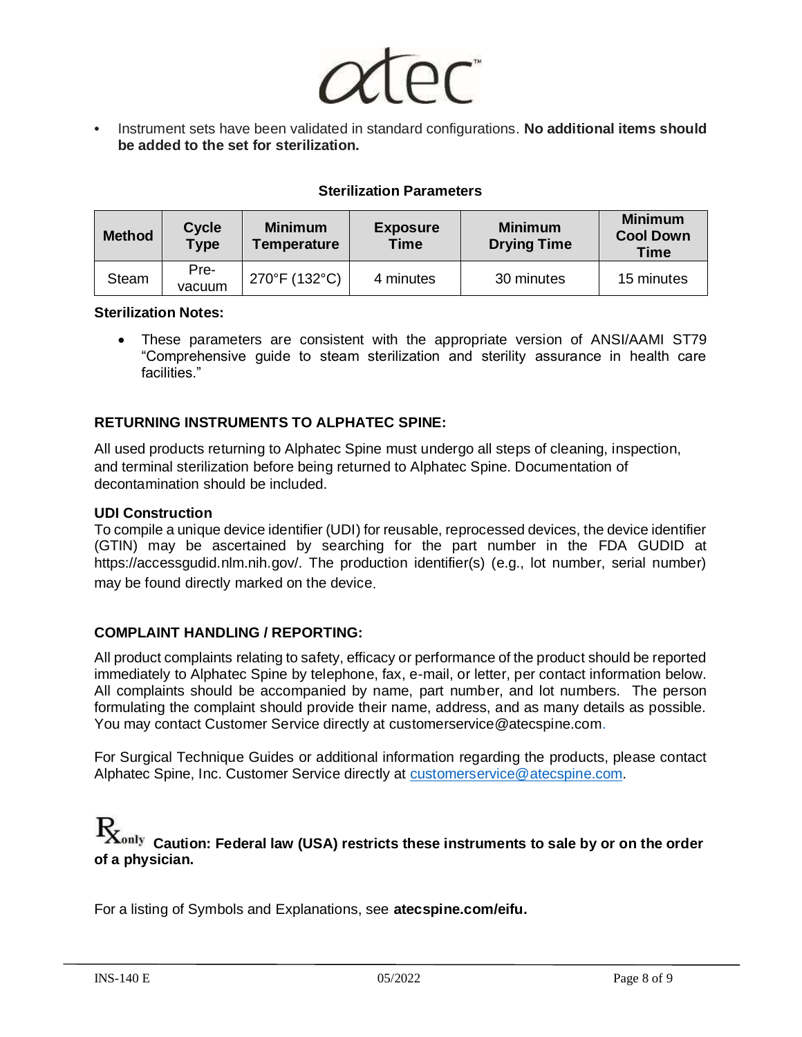- Instrument sets have been validated in standard configurations. **No additional items should be added to the set for sterilization.**

**Sterilization Parameters**

| Method | Cycle Type | Minimum Temperature | Exposure Time | Minimum Drying Time | Minimum Cool Down Time |
|---|---|---|---|---|---|
| Steam | Pre-vacuum | 270°F (132°C) | 4 minutes | 30 minutes | 15 minutes |

**Sterilization Notes:**

- These parameters are consistent with the appropriate version of ANSI/AAMI ST79 "Comprehensive guide to steam sterilization and sterility assurance in health care facilities."

## RETURNING INSTRUMENTS TO ALPHATEC SPINE:

All used products returning to Alphatec Spine must undergo all steps of cleaning, inspection, and terminal sterilization before being returned to Alphatec Spine. Documentation of decontamination should be included.

**UDI Construction**

To compile a unique device identifier (UDI) for reusable, reprocessed devices, the device identifier (GTIN) may be ascertained by searching for the part number in the FDA GUDID at https://accessgudid.nlm.nih.gov/. The production identifier(s) (e.g., lot number, serial number) may be found directly marked on the device.

## COMPLAINT HANDLING / REPORTING:

All product complaints relating to safety, efficacy or performance of the product should be reported immediately to Alphatec Spine by telephone, fax, e-mail, or letter, per contact information below. All complaints should be accompanied by name, part number, and lot numbers. The person formulating the complaint should provide their name, address, and as many details as possible. You may contact Customer Service directly at customerservice@atecspine.com.

For Surgical Technique Guides or additional information regarding the products, please contact Alphatec Spine, Inc. Customer Service directly at customerservice@atecspine.com.

**Rx only Caution: Federal law (USA) restricts these instruments to sale by or on the order of a physician.**

For a listing of Symbols and Explanations, see **atecspine.com/eifu.**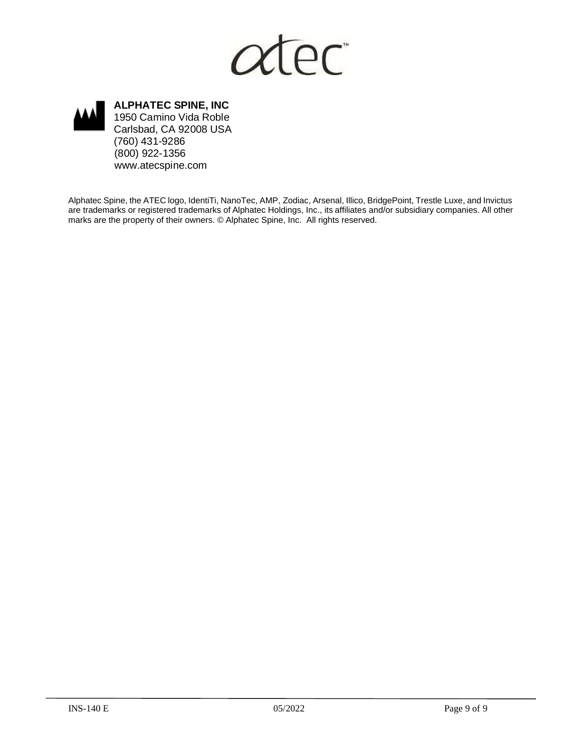**ALPHATEC SPINE, INC**
1950 Camino Vida Roble
Carlsbad, CA 92008 USA
(760) 431-9286
(800) 922-1356
www.atecspine.com

Alphatec Spine, the ATEC logo, IdentiTi, NanoTec, AMP, Zodiac, Arsenal, Illico, BridgePoint, Trestle Luxe, and Invictus are trademarks or registered trademarks of Alphatec Holdings, Inc., its affiliates and/or subsidiary companies. All other marks are the property of their owners. © Alphatec Spine, Inc. All rights reserved.